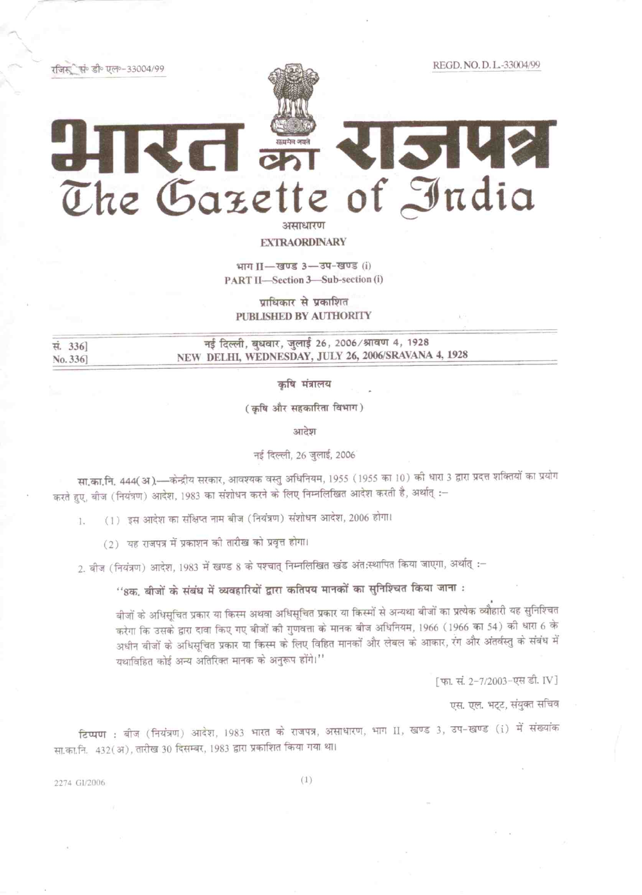रजिस्ट्री सं० डी० एल०-33004/99 REGD. NO. D. L.-33004/99

# भारत का राजपत्र
# The Gazette of India

असाधारण

**EXTRAORDINARY**

भाग II—खण्ड 3—उप-खण्ड (i)

PART II—Section 3—Sub-section (i)

प्राधिकार से प्रकाशित

**PUBLISHED BY AUTHORITY**

सं. 336] नई दिल्ली, बुधवार, जुलाई 26, 2006/श्रावण 4, 1928

No. 336] NEW DELHI, WEDNESDAY, JULY 26, 2006/SRAVANA 4, 1928

## कृषि मंत्रालय

### (कृषि और सहकारिता विभाग)

#### आदेश

नई दिल्ली, 26 जुलाई, 2006

**सा.का.नि. 444(अ).**—केन्द्रीय सरकार, आवश्यक वस्तु अधिनियम, 1955 (1955 का 10) की धारा 3 द्वारा प्रदत्त शक्तियों का प्रयोग करते हुए, बीज (नियंत्रण) आदेश, 1983 का संशोधन करने के लिए निम्नलिखित आदेश करती है, अर्थात् :–

1. (1) इस आदेश का संक्षिप्त नाम बीज (नियंत्रण) संशोधन आदेश, 2006 होगा।

   (2) यह राजपत्र में प्रकाशन की तारीख को प्रवृत्त होगा।

2. बीज (नियंत्रण) आदेश, 1983 में खण्ड 8 के पश्चात् निम्नलिखित खंड अंतःस्थापित किया जाएगा, अर्थात् :–

**"8क. बीजों के संबंध में व्यवहारियों द्वारा कतिपय मानकों का सुनिश्चित किया जाना :**

बीजों के अधिसूचित प्रकार या किस्म अथवा अधिसूचित प्रकार या किस्मों से अन्यथा बीजों का प्रत्येक व्यौहारी यह सुनिश्चित करेगा कि उसके द्वारा दावा किए गए बीजों की गुणवत्ता के मानक बीज अधिनियम, 1966 (1966 का 54) की धारा 6 के अधीन बीजों के अधिसूचित प्रकार या किस्म के लिए विहित मानकों और लेबल के आकार, रंग और अंतर्वस्तु के संबंध में यथाविहित कोई अन्य अतिरिक्त मानक के अनुरूप होंगे।"

[फा. सं. 2-7/2003-एस डी. IV]

एस. एल. भट्ट, संयुक्त सचिव

**टिप्पण :** बीज (नियंत्रण) आदेश, 1983 भारत के राजपत्र, असाधारण, भाग II, खण्ड 3, उप-खण्ड (i) में संख्यांक सा.का.नि. 432(अ), तारीख 30 दिसम्बर, 1983 द्वारा प्रकाशित किया गया था।

2274 GI/2006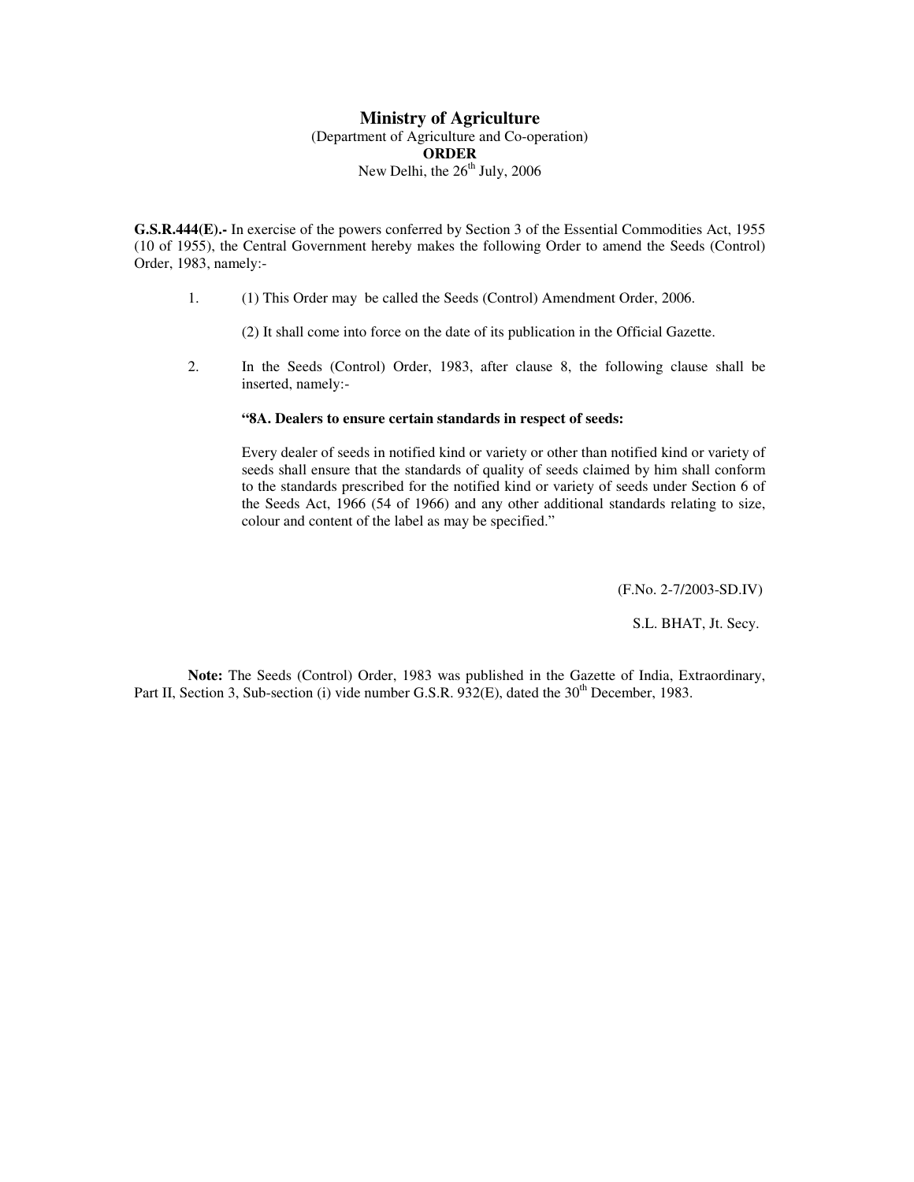# Ministry of Agriculture

(Department of Agriculture and Co-operation)

**ORDER**

New Delhi, the 26th July, 2006

**G.S.R.444(E).-** In exercise of the powers conferred by Section 3 of the Essential Commodities Act, 1955 (10 of 1955), the Central Government hereby makes the following Order to amend the Seeds (Control) Order, 1983, namely:-

1. (1) This Order may be called the Seeds (Control) Amendment Order, 2006.

   (2) It shall come into force on the date of its publication in the Official Gazette.

2. In the Seeds (Control) Order, 1983, after clause 8, the following clause shall be inserted, namely:-

   **"8A. Dealers to ensure certain standards in respect of seeds:**

   Every dealer of seeds in notified kind or variety or other than notified kind or variety of seeds shall ensure that the standards of quality of seeds claimed by him shall conform to the standards prescribed for the notified kind or variety of seeds under Section 6 of the Seeds Act, 1966 (54 of 1966) and any other additional standards relating to size, colour and content of the label as may be specified."

(F.No. 2-7/2003-SD.IV)

S.L. BHAT, Jt. Secy.

**Note:** The Seeds (Control) Order, 1983 was published in the Gazette of India, Extraordinary, Part II, Section 3, Sub-section (i) vide number G.S.R. 932(E), dated the 30th December, 1983.